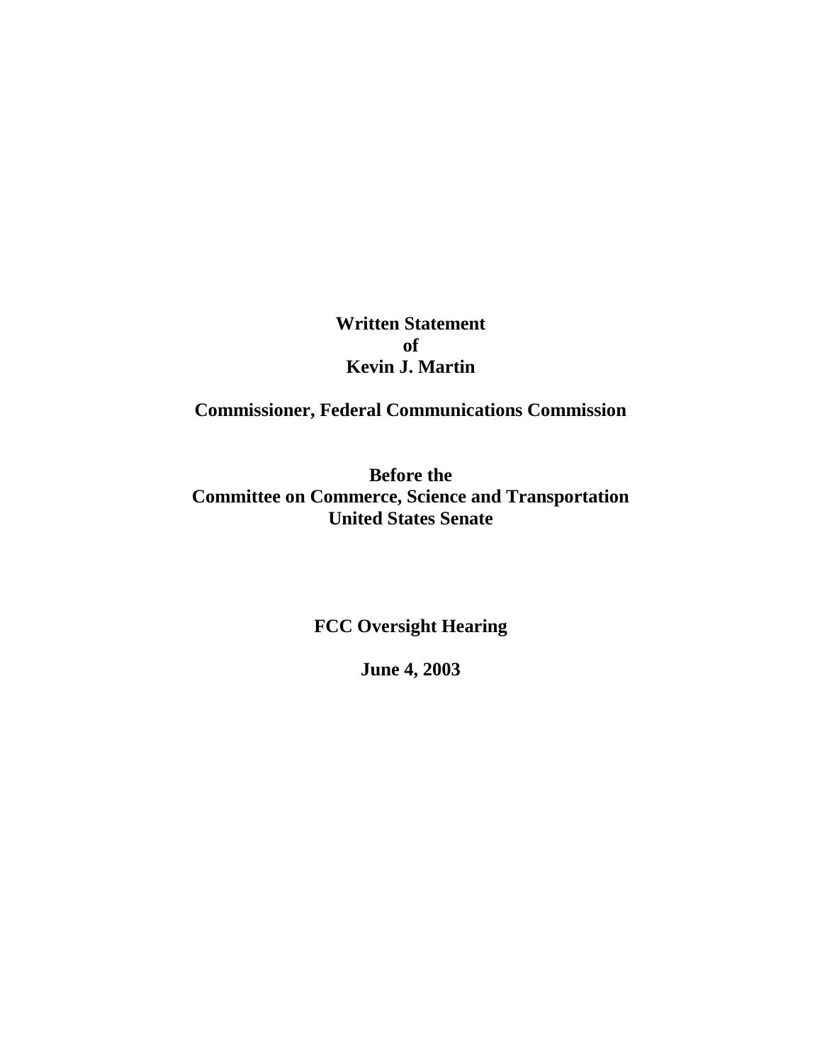**Written Statement**
**of**
**Kevin J. Martin**

**Commissioner, Federal Communications Commission**

**Before the**
**Committee on Commerce, Science and Transportation**
**United States Senate**

**FCC Oversight Hearing**

**June 4, 2003**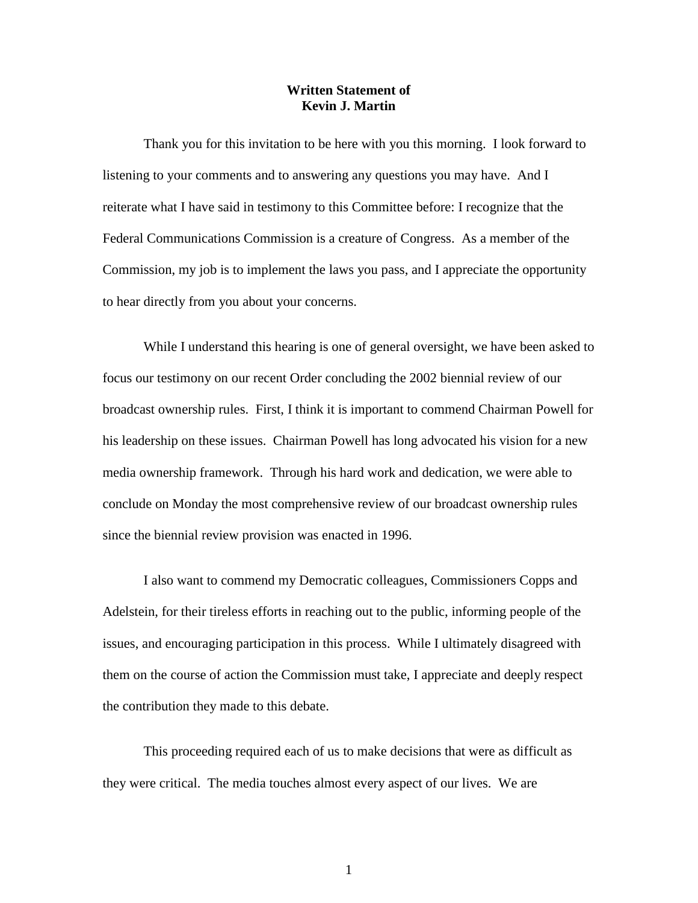**Written Statement of**
**Kevin J. Martin**

Thank you for this invitation to be here with you this morning. I look forward to listening to your comments and to answering any questions you may have. And I reiterate what I have said in testimony to this Committee before: I recognize that the Federal Communications Commission is a creature of Congress. As a member of the Commission, my job is to implement the laws you pass, and I appreciate the opportunity to hear directly from you about your concerns.

While I understand this hearing is one of general oversight, we have been asked to focus our testimony on our recent Order concluding the 2002 biennial review of our broadcast ownership rules. First, I think it is important to commend Chairman Powell for his leadership on these issues. Chairman Powell has long advocated his vision for a new media ownership framework. Through his hard work and dedication, we were able to conclude on Monday the most comprehensive review of our broadcast ownership rules since the biennial review provision was enacted in 1996.

I also want to commend my Democratic colleagues, Commissioners Copps and Adelstein, for their tireless efforts in reaching out to the public, informing people of the issues, and encouraging participation in this process. While I ultimately disagreed with them on the course of action the Commission must take, I appreciate and deeply respect the contribution they made to this debate.

This proceeding required each of us to make decisions that were as difficult as they were critical. The media touches almost every aspect of our lives. We are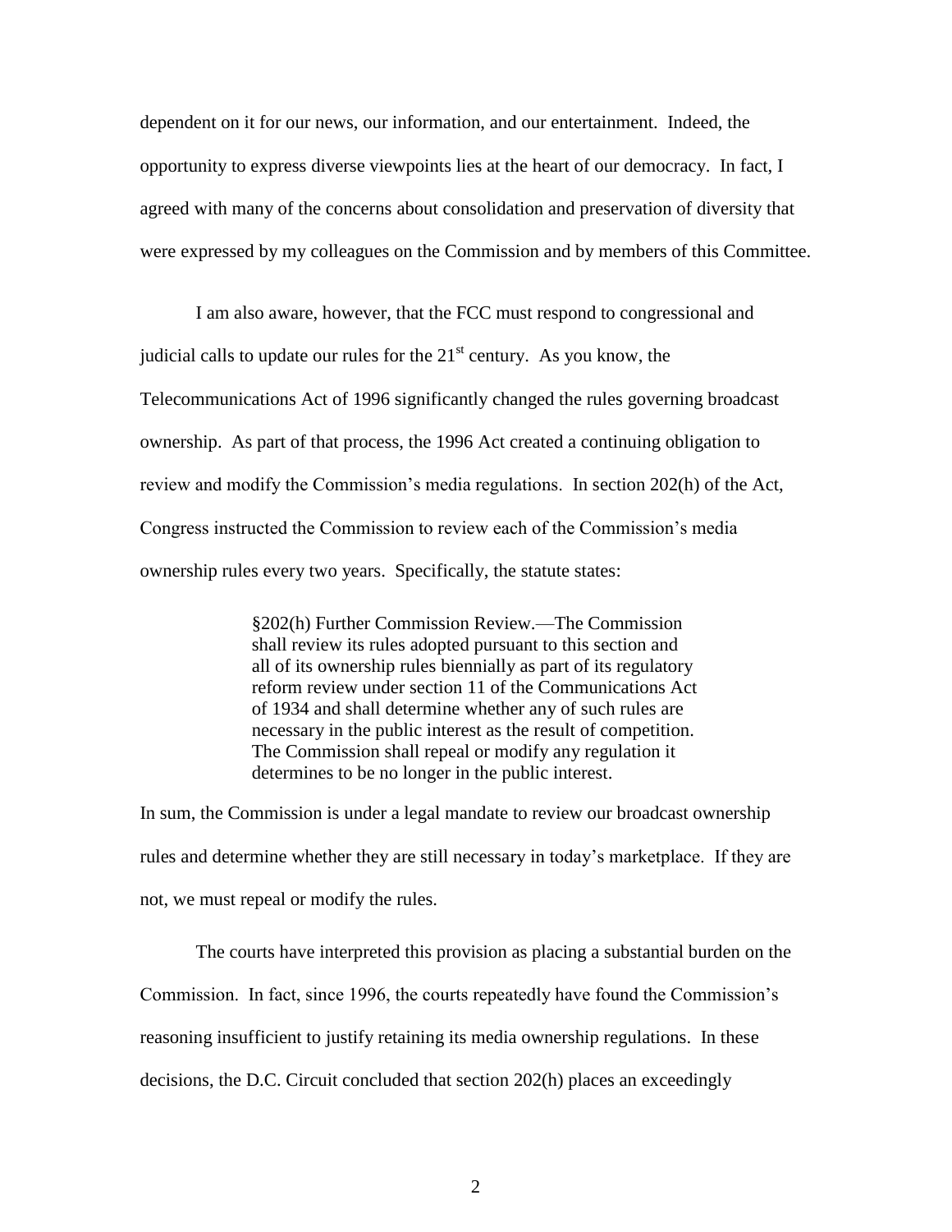dependent on it for our news, our information, and our entertainment. Indeed, the opportunity to express diverse viewpoints lies at the heart of our democracy. In fact, I agreed with many of the concerns about consolidation and preservation of diversity that were expressed by my colleagues on the Commission and by members of this Committee.

I am also aware, however, that the FCC must respond to congressional and judicial calls to update our rules for the 21st century. As you know, the Telecommunications Act of 1996 significantly changed the rules governing broadcast ownership. As part of that process, the 1996 Act created a continuing obligation to review and modify the Commission's media regulations. In section 202(h) of the Act, Congress instructed the Commission to review each of the Commission's media ownership rules every two years. Specifically, the statute states:

> §202(h) Further Commission Review.—The Commission shall review its rules adopted pursuant to this section and all of its ownership rules biennially as part of its regulatory reform review under section 11 of the Communications Act of 1934 and shall determine whether any of such rules are necessary in the public interest as the result of competition. The Commission shall repeal or modify any regulation it determines to be no longer in the public interest.

In sum, the Commission is under a legal mandate to review our broadcast ownership rules and determine whether they are still necessary in today's marketplace. If they are not, we must repeal or modify the rules.

The courts have interpreted this provision as placing a substantial burden on the Commission. In fact, since 1996, the courts repeatedly have found the Commission's reasoning insufficient to justify retaining its media ownership regulations. In these decisions, the D.C. Circuit concluded that section 202(h) places an exceedingly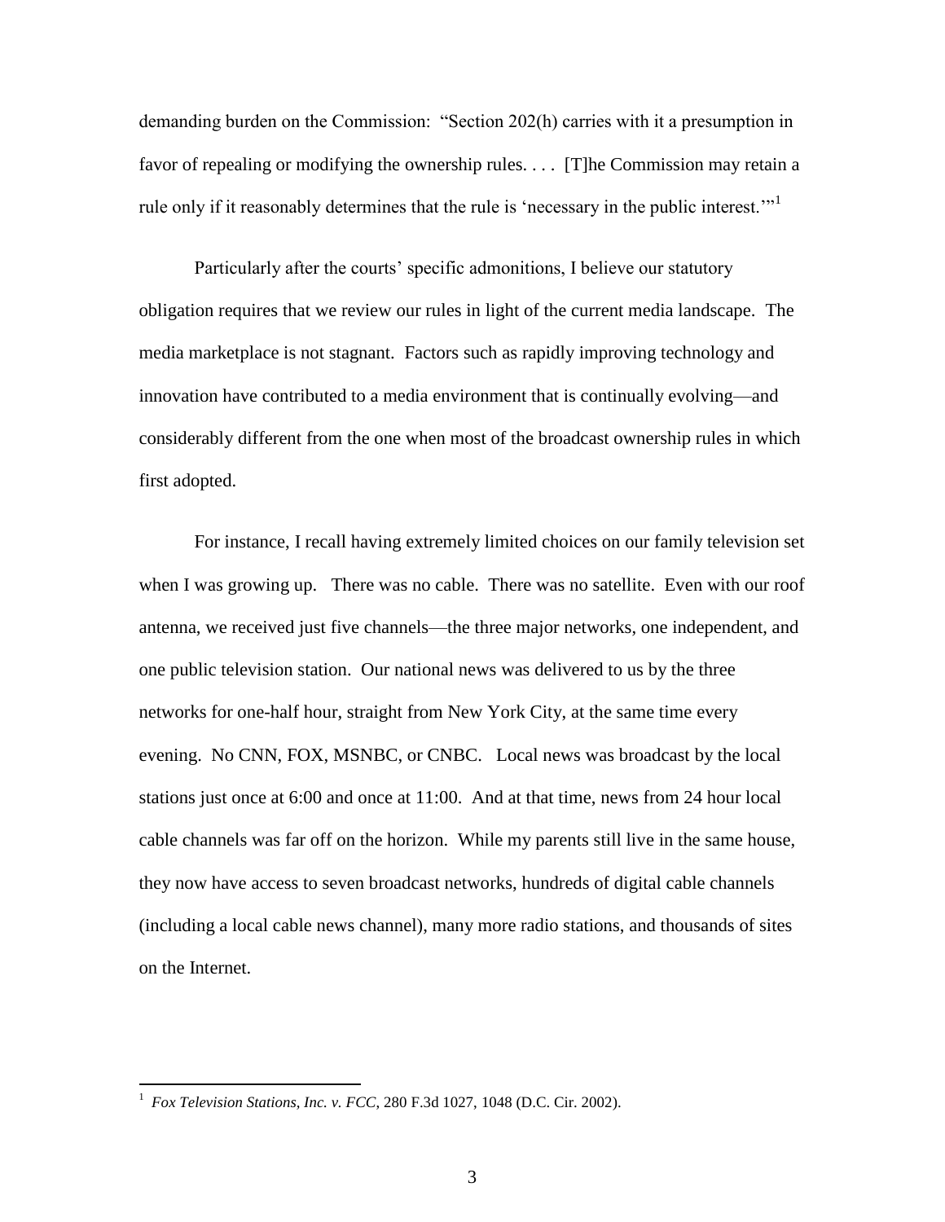demanding burden on the Commission: "Section 202(h) carries with it a presumption in favor of repealing or modifying the ownership rules. . . . [T]he Commission may retain a rule only if it reasonably determines that the rule is 'necessary in the public interest.'"[1]

Particularly after the courts' specific admonitions, I believe our statutory obligation requires that we review our rules in light of the current media landscape. The media marketplace is not stagnant. Factors such as rapidly improving technology and innovation have contributed to a media environment that is continually evolving—and considerably different from the one when most of the broadcast ownership rules in which first adopted.

For instance, I recall having extremely limited choices on our family television set when I was growing up. There was no cable. There was no satellite. Even with our roof antenna, we received just five channels—the three major networks, one independent, and one public television station. Our national news was delivered to us by the three networks for one-half hour, straight from New York City, at the same time every evening. No CNN, FOX, MSNBC, or CNBC. Local news was broadcast by the local stations just once at 6:00 and once at 11:00. And at that time, news from 24 hour local cable channels was far off on the horizon. While my parents still live in the same house, they now have access to seven broadcast networks, hundreds of digital cable channels (including a local cable news channel), many more radio stations, and thousands of sites on the Internet.

[1] *Fox Television Stations, Inc. v. FCC*, 280 F.3d 1027, 1048 (D.C. Cir. 2002).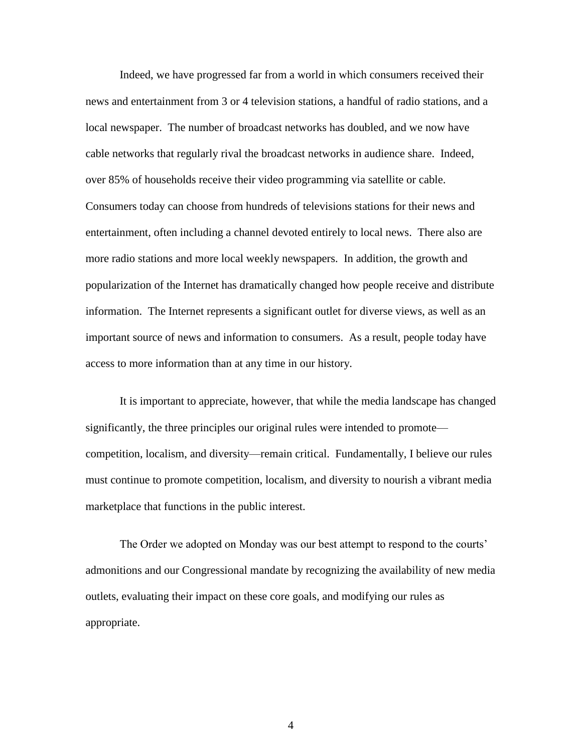Indeed, we have progressed far from a world in which consumers received their news and entertainment from 3 or 4 television stations, a handful of radio stations, and a local newspaper. The number of broadcast networks has doubled, and we now have cable networks that regularly rival the broadcast networks in audience share. Indeed, over 85% of households receive their video programming via satellite or cable. Consumers today can choose from hundreds of televisions stations for their news and entertainment, often including a channel devoted entirely to local news. There also are more radio stations and more local weekly newspapers. In addition, the growth and popularization of the Internet has dramatically changed how people receive and distribute information. The Internet represents a significant outlet for diverse views, as well as an important source of news and information to consumers. As a result, people today have access to more information than at any time in our history.

It is important to appreciate, however, that while the media landscape has changed significantly, the three principles our original rules were intended to promote—competition, localism, and diversity—remain critical. Fundamentally, I believe our rules must continue to promote competition, localism, and diversity to nourish a vibrant media marketplace that functions in the public interest.

The Order we adopted on Monday was our best attempt to respond to the courts' admonitions and our Congressional mandate by recognizing the availability of new media outlets, evaluating their impact on these core goals, and modifying our rules as appropriate.